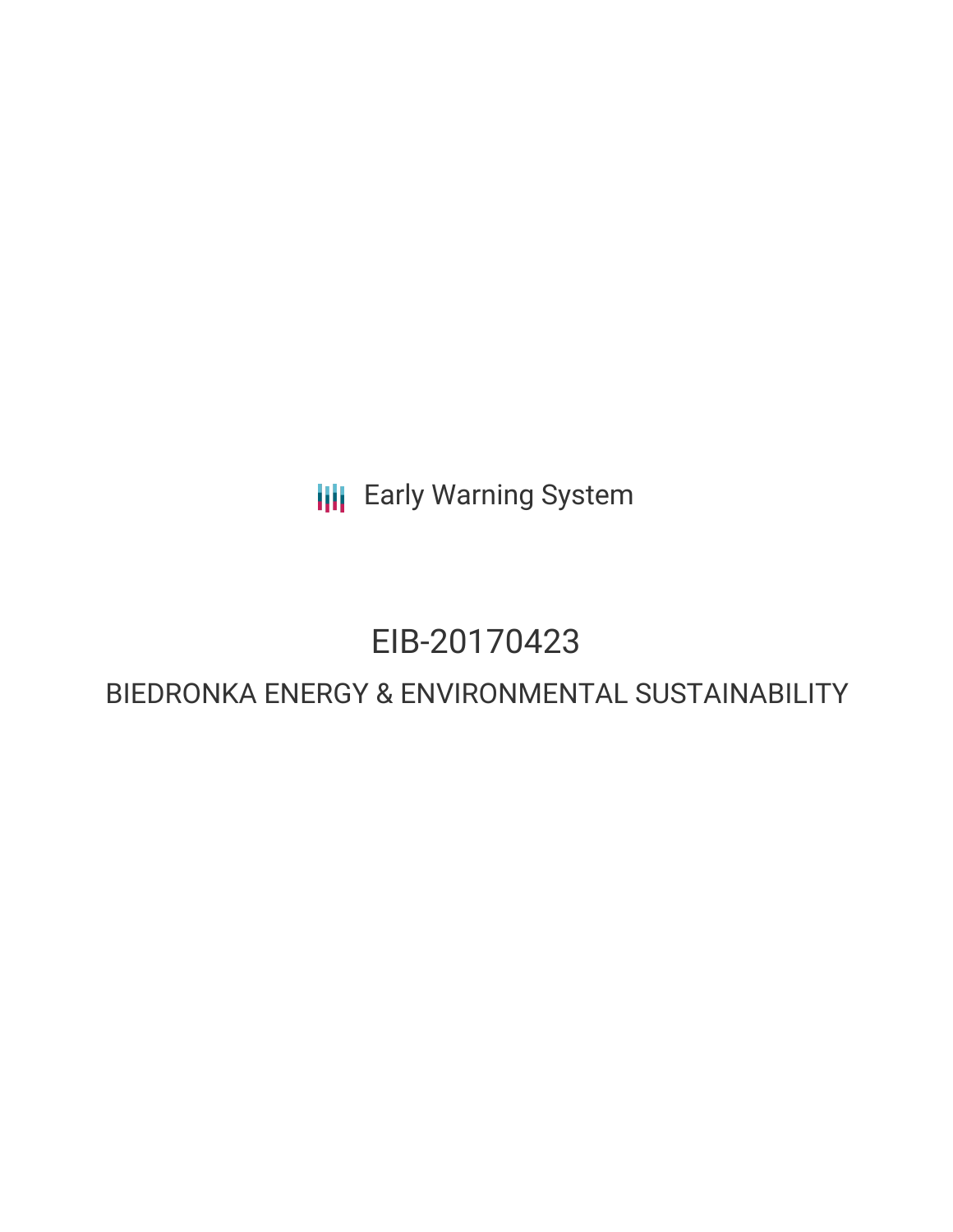Early Warning System

# EIB-20170423

## BIEDRONKA ENERGY & ENVIRONMENTAL SUSTAINABILITY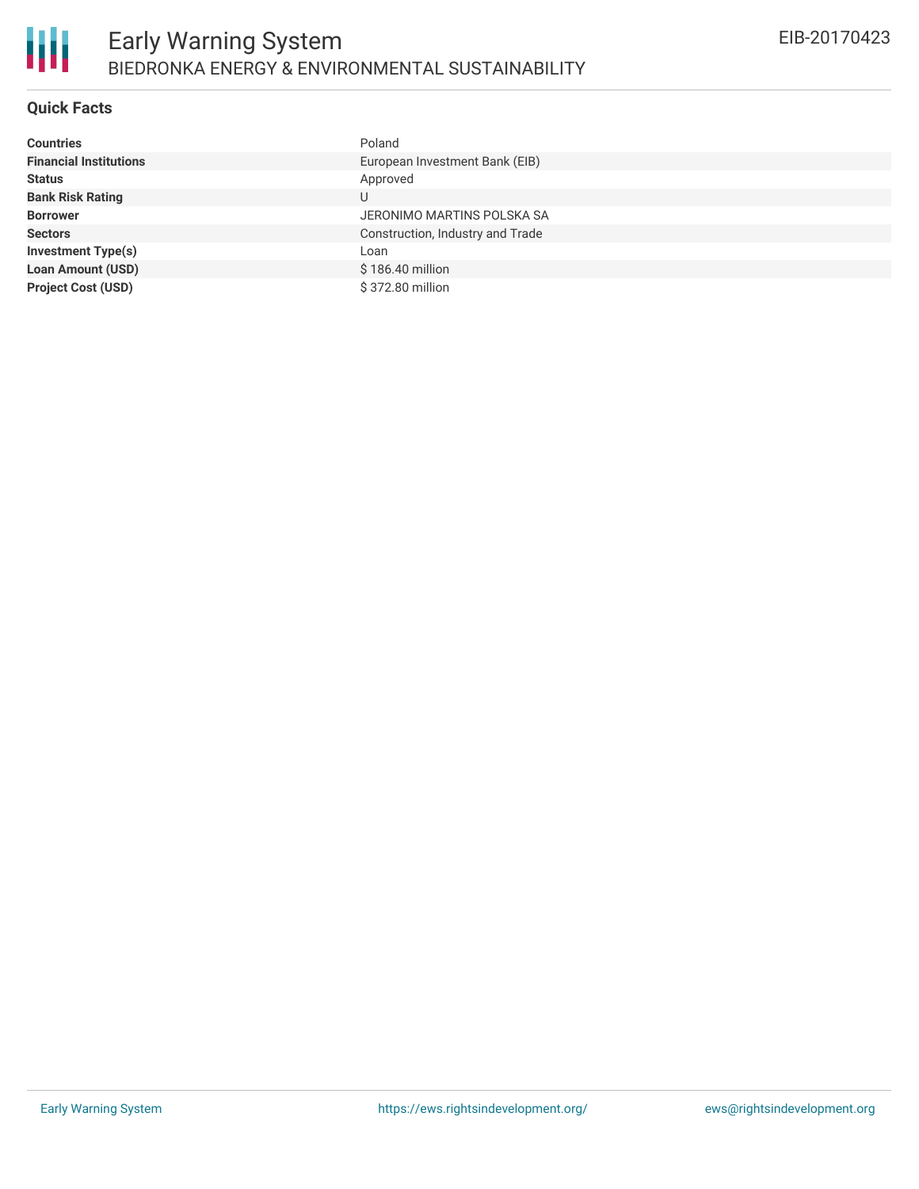# Early Warning System

## BIEDRONKA ENERGY & ENVIRONMENTAL SUSTAINABILITY

EIB-20170423

### Quick Facts

| | |
|---|---|
| **Countries** | Poland |
| **Financial Institutions** | European Investment Bank (EIB) |
| **Status** | Approved |
| **Bank Risk Rating** | U |
| **Borrower** | JERONIMO MARTINS POLSKA SA |
| **Sectors** | Construction, Industry and Trade |
| **Investment Type(s)** | Loan |
| **Loan Amount (USD)** | $ 186.40 million |
| **Project Cost (USD)** | $ 372.80 million |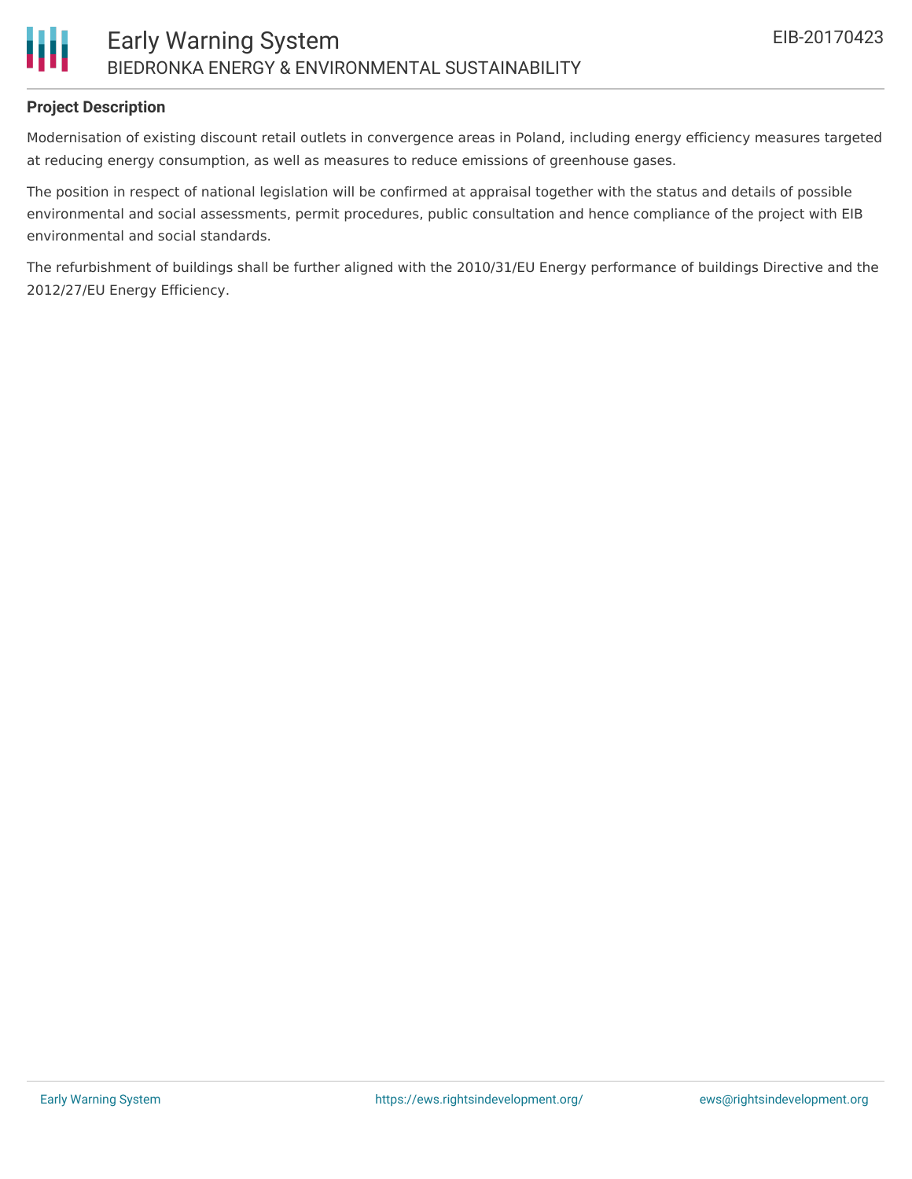**Project Description**

Modernisation of existing discount retail outlets in convergence areas in Poland, including energy efficiency measures targeted at reducing energy consumption, as well as measures to reduce emissions of greenhouse gases.

The position in respect of national legislation will be confirmed at appraisal together with the status and details of possible environmental and social assessments, permit procedures, public consultation and hence compliance of the project with EIB environmental and social standards.

The refurbishment of buildings shall be further aligned with the 2010/31/EU Energy performance of buildings Directive and the 2012/27/EU Energy Efficiency.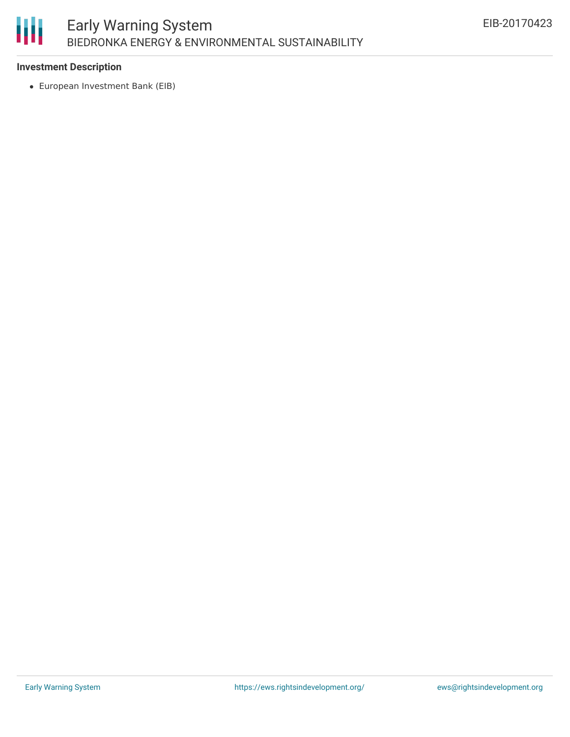### Investment Description

- European Investment Bank (EIB)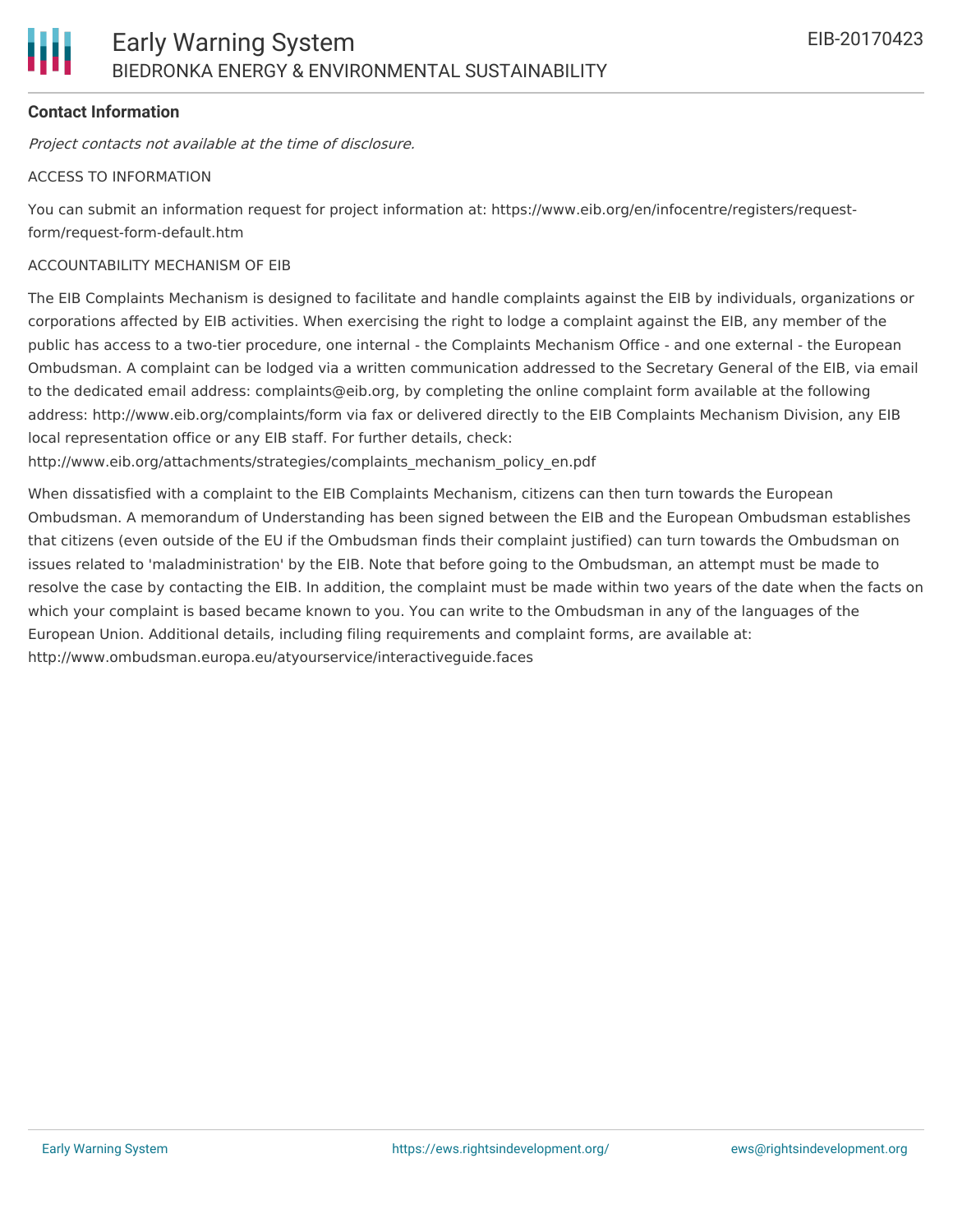**Contact Information**

*Project contacts not available at the time of disclosure.*

ACCESS TO INFORMATION

You can submit an information request for project information at: https://www.eib.org/en/infocentre/registers/request-form/request-form-default.htm

ACCOUNTABILITY MECHANISM OF EIB

The EIB Complaints Mechanism is designed to facilitate and handle complaints against the EIB by individuals, organizations or corporations affected by EIB activities. When exercising the right to lodge a complaint against the EIB, any member of the public has access to a two-tier procedure, one internal - the Complaints Mechanism Office - and one external - the European Ombudsman. A complaint can be lodged via a written communication addressed to the Secretary General of the EIB, via email to the dedicated email address: complaints@eib.org, by completing the online complaint form available at the following address: http://www.eib.org/complaints/form via fax or delivered directly to the EIB Complaints Mechanism Division, any EIB local representation office or any EIB staff. For further details, check: http://www.eib.org/attachments/strategies/complaints_mechanism_policy_en.pdf

When dissatisfied with a complaint to the EIB Complaints Mechanism, citizens can then turn towards the European Ombudsman. A memorandum of Understanding has been signed between the EIB and the European Ombudsman establishes that citizens (even outside of the EU if the Ombudsman finds their complaint justified) can turn towards the Ombudsman on issues related to 'maladministration' by the EIB. Note that before going to the Ombudsman, an attempt must be made to resolve the case by contacting the EIB. In addition, the complaint must be made within two years of the date when the facts on which your complaint is based became known to you. You can write to the Ombudsman in any of the languages of the European Union. Additional details, including filing requirements and complaint forms, are available at: http://www.ombudsman.europa.eu/atyourservice/interactiveguide.faces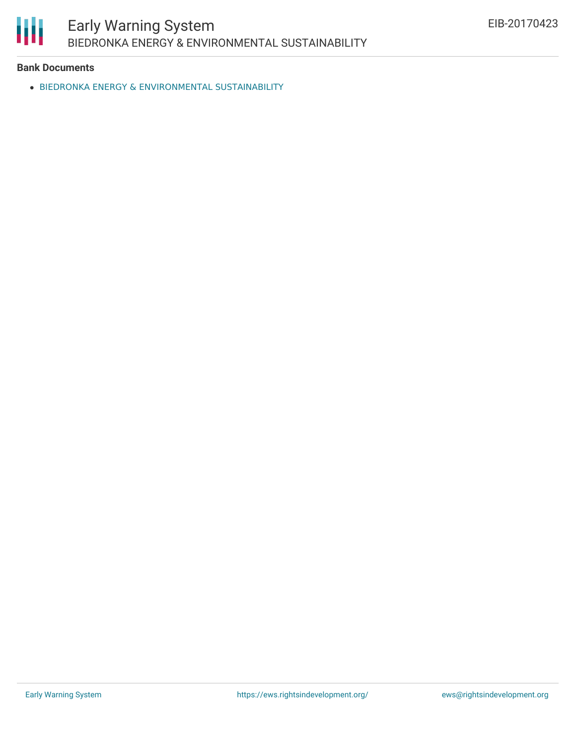**Bank Documents**

- BIEDRONKA ENERGY & ENVIRONMENTAL SUSTAINABILITY